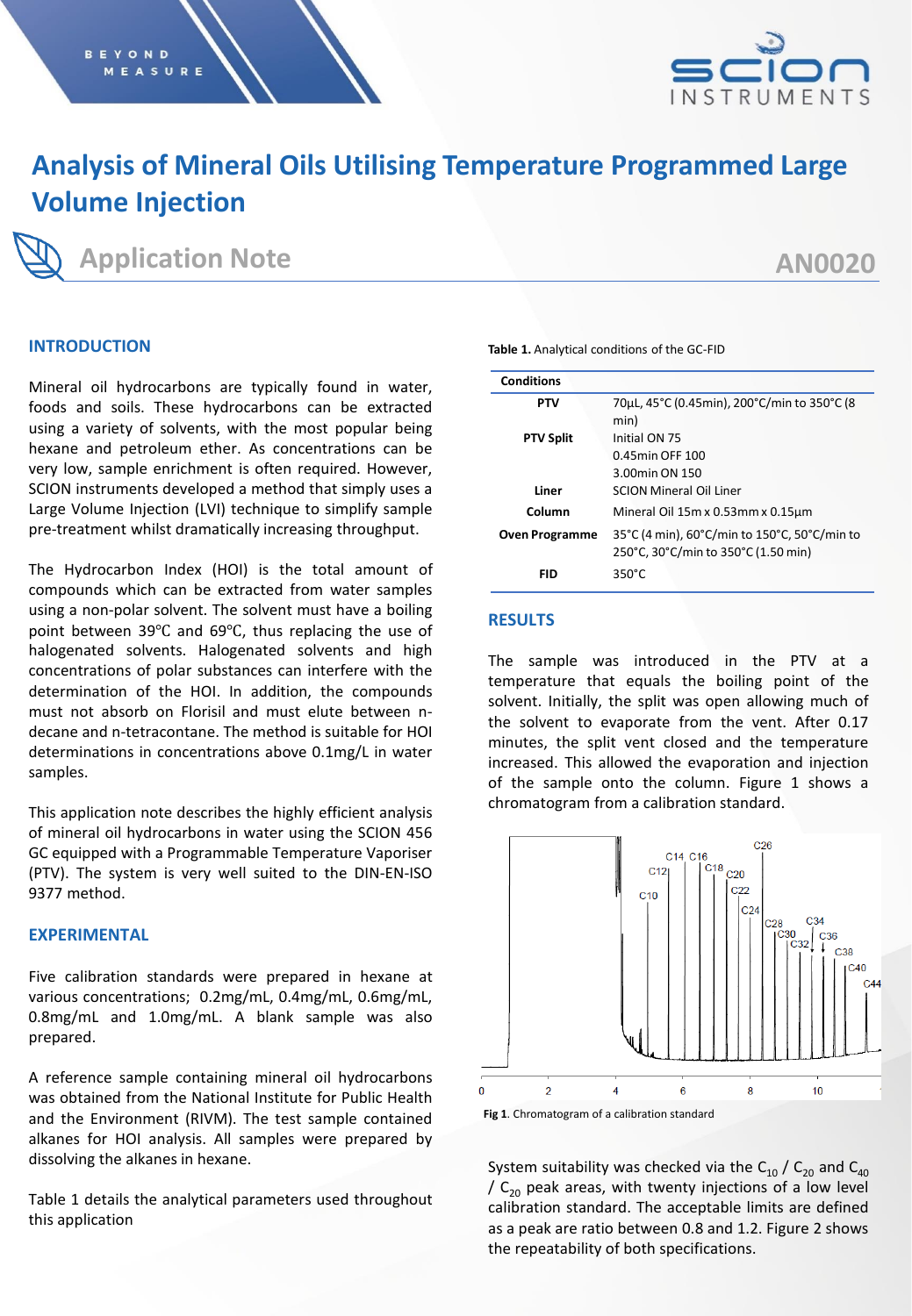# Analysis of Mineral Oils Utilising Temperature Programmed Large Volume Injection

## Application Note

AN0020

## INTRODUCTION

Mineral oil hydrocarbons are typically found in water, foods and soils. These hydrocarbons can be extracted using a variety of solvents, with the most popular being hexane and petroleum ether. As concentrations can be very low, sample enrichment is often required. However, SCION instruments developed a method that simply uses a Large Volume Injection (LVI) technique to simplify sample pre-treatment whilst dramatically increasing throughput.

The Hydrocarbon Index (HOI) is the total amount of compounds which can be extracted from water samples using a non-polar solvent. The solvent must have a boiling point between 39℃ and 69℃, thus replacing the use of halogenated solvents. Halogenated solvents and high concentrations of polar substances can interfere with the determination of the HOI. In addition, the compounds must not absorb on Florisil and must elute between n-decane and n-tetracontane. The method is suitable for HOI determinations in concentrations above 0.1mg/L in water samples.

This application note describes the highly efficient analysis of mineral oil hydrocarbons in water using the SCION 456 GC equipped with a Programmable Temperature Vaporiser (PTV). The system is very well suited to the DIN-EN-ISO 9377 method.

## EXPERIMENTAL

Five calibration standards were prepared in hexane at various concentrations; 0.2mg/mL, 0.4mg/mL, 0.6mg/mL, 0.8mg/mL and 1.0mg/mL. A blank sample was also prepared.

A reference sample containing mineral oil hydrocarbons was obtained from the National Institute for Public Health and the Environment (RIVM). The test sample contained alkanes for HOI analysis. All samples were prepared by dissolving the alkanes in hexane.

Table 1 details the analytical parameters used throughout this application

**Table 1.** Analytical conditions of the GC-FID

| Conditions | |
|---|---|
| **PTV** | 70µL, 45°C (0.45min), 200°C/min to 350°C (8 min) |
| **PTV Split** | Initial ON 75<br>0.45min OFF 100<br>3.00min ON 150 |
| **Liner** | SCION Mineral Oil Liner |
| **Column** | Mineral Oil 15m x 0.53mm x 0.15µm |
| **Oven Programme** | 35°C (4 min), 60°C/min to 150°C, 50°C/min to 250°C, 30°C/min to 350°C (1.50 min) |
| **FID** | 350°C |

## RESULTS

The sample was introduced in the PTV at a temperature that equals the boiling point of the solvent. Initially, the split was open allowing much of the solvent to evaporate from the vent. After 0.17 minutes, the split vent closed and the temperature increased. This allowed the evaporation and injection of the sample onto the column. Figure 1 shows a chromatogram from a calibration standard.

**Fig 1**. Chromatogram of a calibration standard

System suitability was checked via the $C_{10}$ / $C_{20}$ and $C_{40}$ / $C_{20}$ peak areas, with twenty injections of a low level calibration standard. The acceptable limits are defined as a peak are ratio between 0.8 and 1.2. Figure 2 shows the repeatability of both specifications.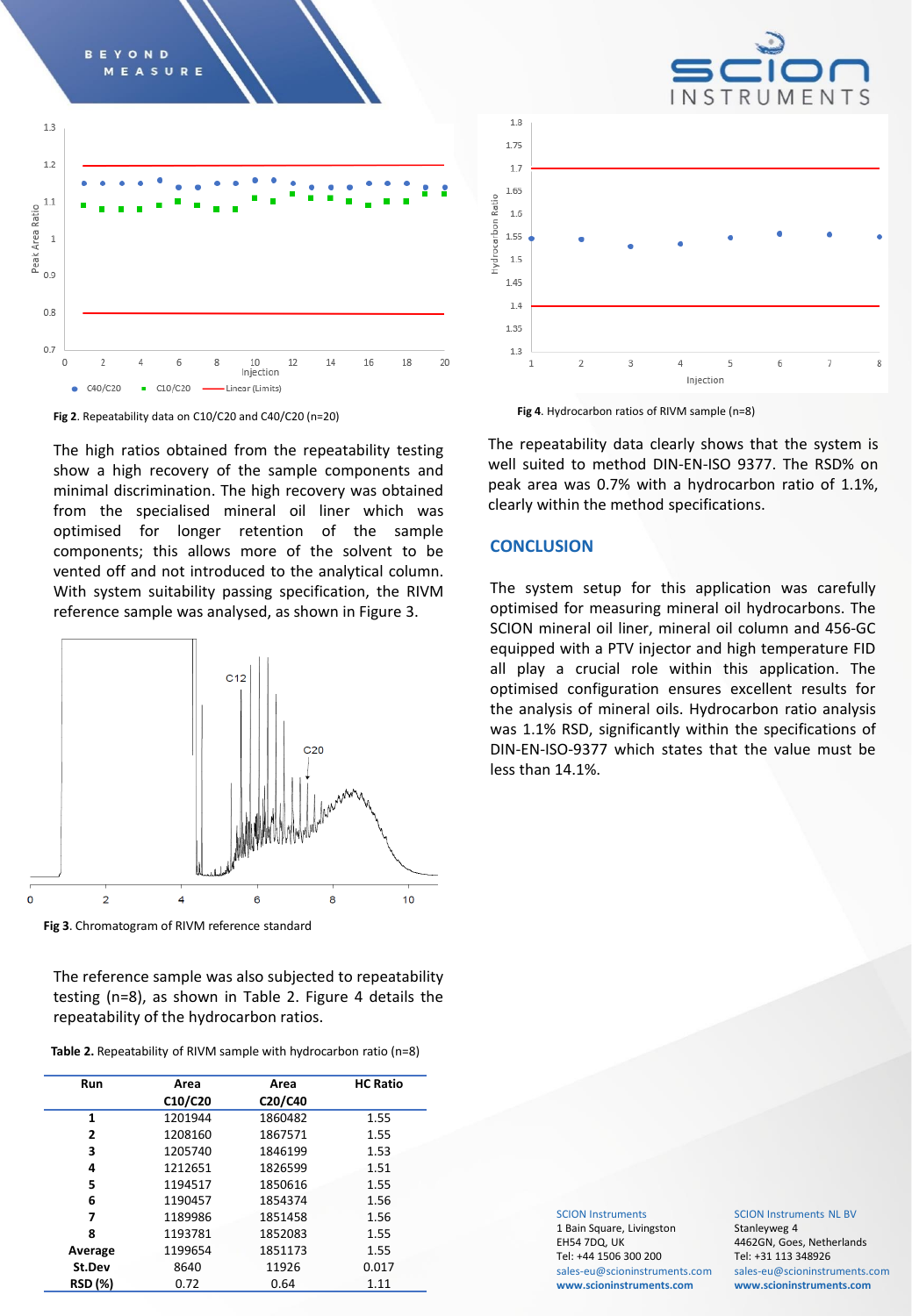1.3
1.2
1.1
1
0.9
0.8
0.7
Peak Area Ratio
0 2 4 6 8 10 12 14 16 18 20
Injection
C40/C20 C10/C20 Linear (Limits)

**Fig 2**. Repeatability data on C10/C20 and C40/C20 (n=20)

The high ratios obtained from the repeatability testing show a high recovery of the sample components and minimal discrimination. The high recovery was obtained from the specialised mineral oil liner which was optimised for longer retention of the sample components; this allows more of the solvent to be vented off and not introduced to the analytical column. With system suitability passing specification, the RIVM reference sample was analysed, as shown in Figure 3.

C12
C20
0 2 4 6 8 10

**Fig 3**. Chromatogram of RIVM reference standard

The reference sample was also subjected to repeatability testing (n=8), as shown in Table 2. Figure 4 details the repeatability of the hydrocarbon ratios.

**Table 2.** Repeatability of RIVM sample with hydrocarbon ratio (n=8)

| Run | Area C10/C20 | Area C20/C40 | HC Ratio |
|---|---|---|---|
| **1** | 1201944 | 1860482 | 1.55 |
| **2** | 1208160 | 1867571 | 1.55 |
| **3** | 1205740 | 1846199 | 1.53 |
| **4** | 1212651 | 1826599 | 1.51 |
| **5** | 1194517 | 1850616 | 1.55 |
| **6** | 1190457 | 1854374 | 1.56 |
| **7** | 1189986 | 1851458 | 1.56 |
| **8** | 1193781 | 1852083 | 1.55 |
| **Average** | 1199654 | 1851173 | 1.55 |
| **St.Dev** | 8640 | 11926 | 0.017 |
| **RSD (%)** | 0.72 | 0.64 | 1.11 |

1.8
1.75
1.7
1.65
1.6
1.55
1.5
1.45
1.4
1.35
1.3
Hydrocarbon Ratio
1 2 3 4 5 6 7 8
Injection

**Fig 4**. Hydrocarbon ratios of RIVM sample (n=8)

The repeatability data clearly shows that the system is well suited to method DIN-EN-ISO 9377. The RSD% on peak area was 0.7% with a hydrocarbon ratio of 1.1%, clearly within the method specifications.

## CONCLUSION

The system setup for this application was carefully optimised for measuring mineral oil hydrocarbons. The SCION mineral oil liner, mineral oil column and 456-GC equipped with a PTV injector and high temperature FID all play a crucial role within this application. The optimised configuration ensures excellent results for the analysis of mineral oils. Hydrocarbon ratio analysis was 1.1% RSD, significantly within the specifications of DIN-EN-ISO-9377 which states that the value must be less than 14.1%.

SCION Instruments
1 Bain Square, Livingston
EH54 7DQ, UK
Tel: +44 1506 300 200
sales-eu@scioninstruments.com
**www.scioninstruments.com**

SCION Instruments NL BV
Stanleyweg 4
4462GN, Goes, Netherlands
Tel: +31 113 348926
sales-eu@scioninstruments.com
**www.scioninstruments.com**